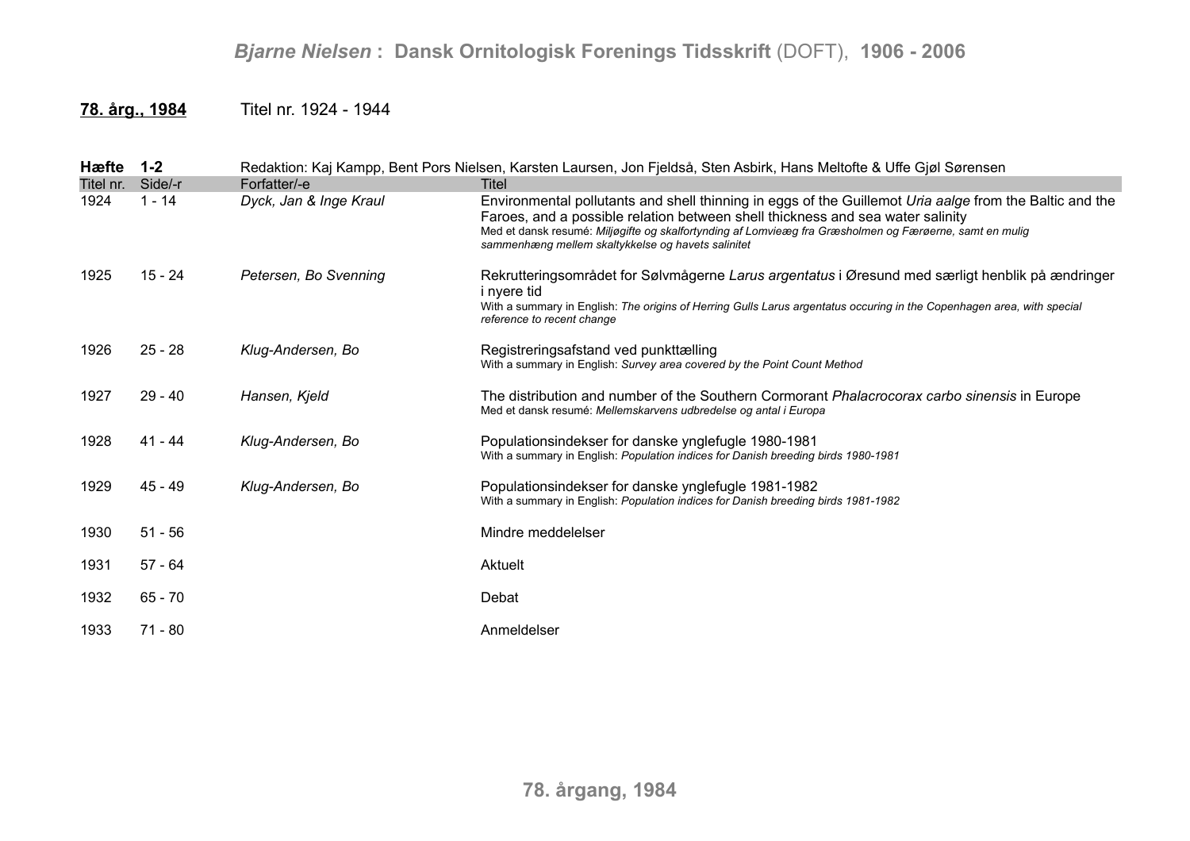**_78. årg., 1984_** Titel nr. 1924 - 1944

**Hæfte 1-2** Redaktion: Kaj Kampp, Bent Pors Nielsen, Karsten Laursen, Jon Fjeldså, Sten Asbirk, Hans Meltofte & Uffe Gjøl Sørensen

| Titel nr. | Side/-r | Forfatter/-e | Titel |
|---|---|---|---|
| 1924 | 1 - 14 | *Dyck, Jan & Inge Kraul* | Environmental pollutants and shell thinning in eggs of the Guillemot *Uria aalge* from the Baltic and the Faroes, and a possible relation between shell thickness and sea water salinity<br>Med et dansk resumé: *Miljøgifte og skalfortynding af Lomvieæg fra Græsholmen og Færøerne, samt en mulig sammenhæng mellem skaltykkelse og havets salinitet* |
| 1925 | 15 - 24 | *Petersen, Bo Svenning* | Rekrutteringsområdet for Sølvmågerne *Larus argentatus* i Øresund med særligt henblik på ændringer i nyere tid<br>With a summary in English: *The origins of Herring Gulls Larus argentatus occuring in the Copenhagen area, with special reference to recent change* |
| 1926 | 25 - 28 | *Klug-Andersen, Bo* | Registreringsafstand ved punkttælling<br>With a summary in English: *Survey area covered by the Point Count Method* |
| 1927 | 29 - 40 | *Hansen, Kjeld* | The distribution and number of the Southern Cormorant *Phalacrocorax carbo sinensis* in Europe<br>Med et dansk resumé: *Mellemskarvens udbredelse og antal i Europa* |
| 1928 | 41 - 44 | *Klug-Andersen, Bo* | Populationsindekser for danske ynglefugle 1980-1981<br>With a summary in English: *Population indices for Danish breeding birds 1980-1981* |
| 1929 | 45 - 49 | *Klug-Andersen, Bo* | Populationsindekser for danske ynglefugle 1981-1982<br>With a summary in English: *Population indices for Danish breeding birds 1981-1982* |
| 1930 | 51 - 56 | | Mindre meddelelser |
| 1931 | 57 - 64 | | Aktuelt |
| 1932 | 65 - 70 | | Debat |
| 1933 | 71 - 80 | | Anmeldelser |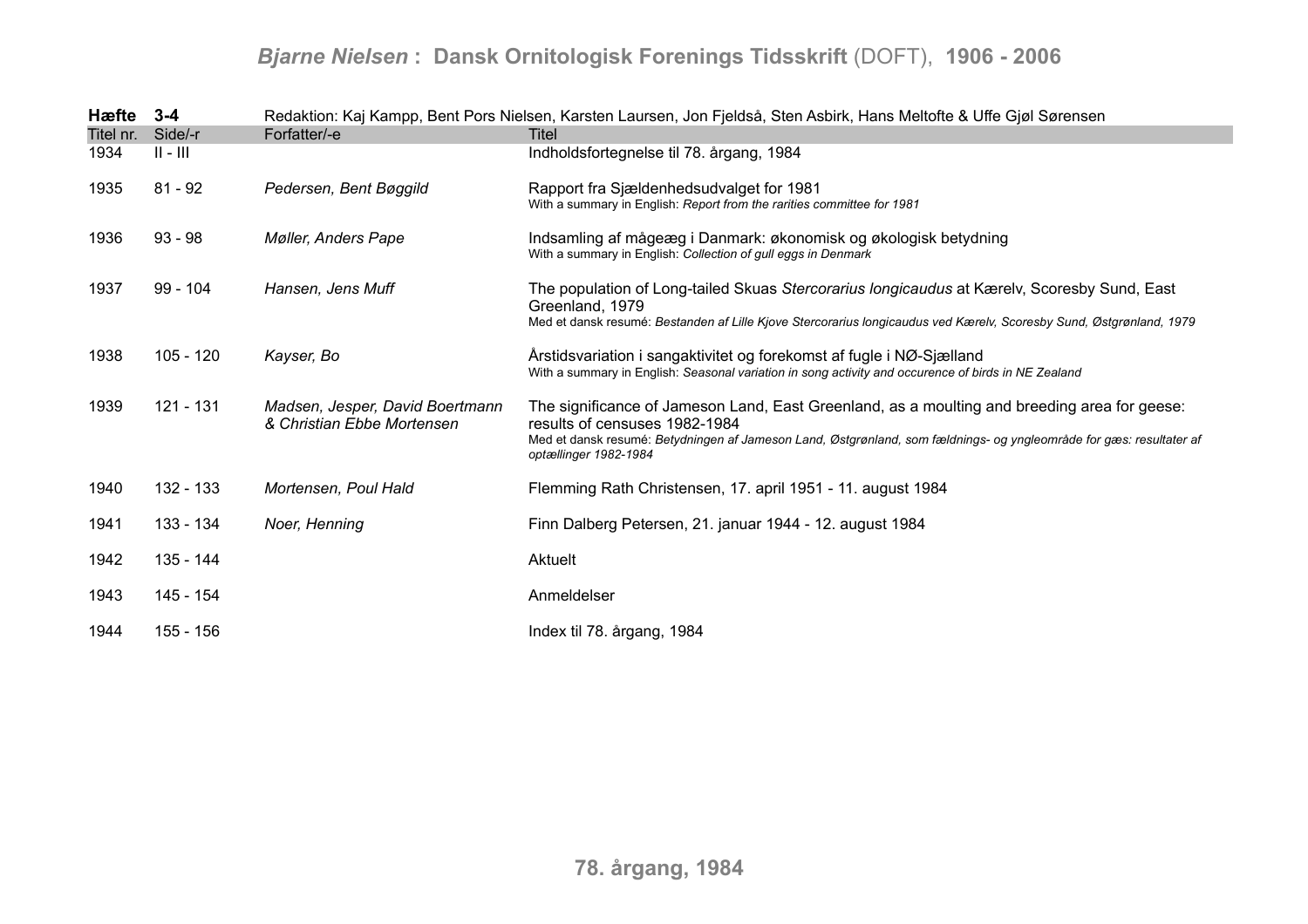**Hæfte 3-4** Redaktion: Kaj Kampp, Bent Pors Nielsen, Karsten Laursen, Jon Fjeldså, Sten Asbirk, Hans Meltofte & Uffe Gjøl Sørensen

| Titel nr. | Side/-r | Forfatter/-e | Titel |
|---|---|---|---|
| 1934 | II - III | | Indholdsfortegnelse til 78. årgang, 1984 |
| 1935 | 81 - 92 | *Pedersen, Bent Bøggild* | Rapport fra Sjældenhedsudvalget for 1981<br>With a summary in English: *Report from the rarities committee for 1981* |
| 1936 | 93 - 98 | *Møller, Anders Pape* | Indsamling af mågeæg i Danmark: økonomisk og økologisk betydning<br>With a summary in English: *Collection of gull eggs in Denmark* |
| 1937 | 99 - 104 | *Hansen, Jens Muff* | The population of Long-tailed Skuas *Stercorarius longicaudus* at Kærelv, Scoresby Sund, East Greenland, 1979<br>Med et dansk resumé: *Bestanden af Lille Kjove Stercorarius longicaudus ved Kærelv, Scoresby Sund, Østgrønland, 1979* |
| 1938 | 105 - 120 | *Kayser, Bo* | Årstidsvariation i sangaktivitet og forekomst af fugle i NØ-Sjælland<br>With a summary in English: *Seasonal variation in song activity and occurence of birds in NE Zealand* |
| 1939 | 121 - 131 | *Madsen, Jesper, David Boertmann & Christian Ebbe Mortensen* | The significance of Jameson Land, East Greenland, as a moulting and breeding area for geese: results of censuses 1982-1984<br>Med et dansk resumé: *Betydningen af Jameson Land, Østgrønland, som fældnings- og yngleområde for gæs: resultater af optællinger 1982-1984* |
| 1940 | 132 - 133 | *Mortensen, Poul Hald* | Flemming Rath Christensen, 17. april 1951 - 11. august 1984 |
| 1941 | 133 - 134 | *Noer, Henning* | Finn Dalberg Petersen, 21. januar 1944 - 12. august 1984 |
| 1942 | 135 - 144 | | Aktuelt |
| 1943 | 145 - 154 | | Anmeldelser |
| 1944 | 155 - 156 | | Index til 78. årgang, 1984 |

**78. årgang, 1984**